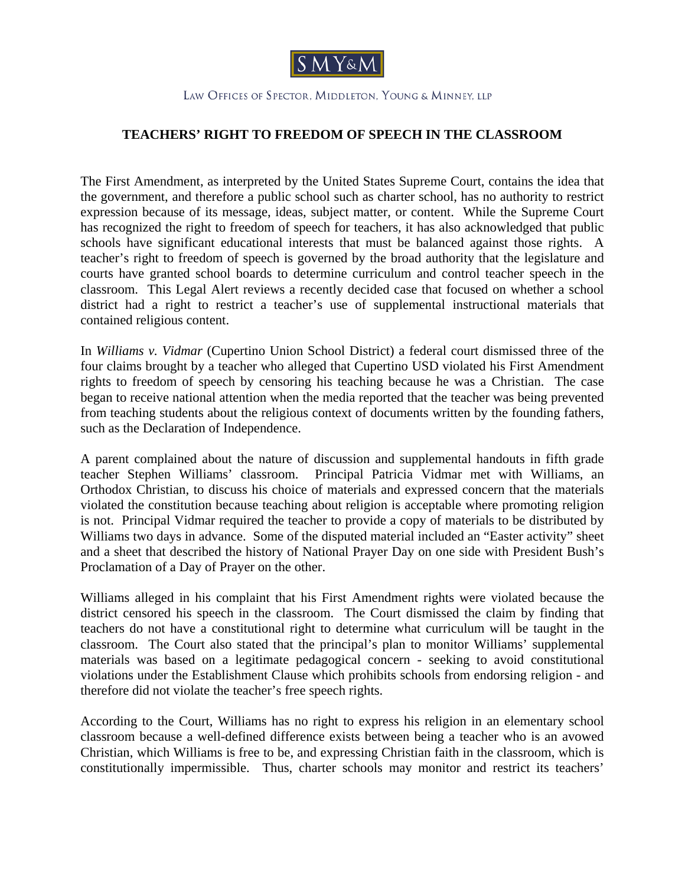SMY&M

LAW OFFICES OF SPECTOR, MIDDLETON, YOUNG & MINNEY, LLP

# TEACHERS' RIGHT TO FREEDOM OF SPEECH IN THE CLASSROOM

The First Amendment, as interpreted by the United States Supreme Court, contains the idea that the government, and therefore a public school such as charter school, has no authority to restrict expression because of its message, ideas, subject matter, or content. While the Supreme Court has recognized the right to freedom of speech for teachers, it has also acknowledged that public schools have significant educational interests that must be balanced against those rights. A teacher's right to freedom of speech is governed by the broad authority that the legislature and courts have granted school boards to determine curriculum and control teacher speech in the classroom. This Legal Alert reviews a recently decided case that focused on whether a school district had a right to restrict a teacher's use of supplemental instructional materials that contained religious content.

In *Williams v. Vidmar* (Cupertino Union School District) a federal court dismissed three of the four claims brought by a teacher who alleged that Cupertino USD violated his First Amendment rights to freedom of speech by censoring his teaching because he was a Christian. The case began to receive national attention when the media reported that the teacher was being prevented from teaching students about the religious context of documents written by the founding fathers, such as the Declaration of Independence.

A parent complained about the nature of discussion and supplemental handouts in fifth grade teacher Stephen Williams' classroom. Principal Patricia Vidmar met with Williams, an Orthodox Christian, to discuss his choice of materials and expressed concern that the materials violated the constitution because teaching about religion is acceptable where promoting religion is not. Principal Vidmar required the teacher to provide a copy of materials to be distributed by Williams two days in advance. Some of the disputed material included an "Easter activity" sheet and a sheet that described the history of National Prayer Day on one side with President Bush's Proclamation of a Day of Prayer on the other.

Williams alleged in his complaint that his First Amendment rights were violated because the district censored his speech in the classroom. The Court dismissed the claim by finding that teachers do not have a constitutional right to determine what curriculum will be taught in the classroom. The Court also stated that the principal's plan to monitor Williams' supplemental materials was based on a legitimate pedagogical concern - seeking to avoid constitutional violations under the Establishment Clause which prohibits schools from endorsing religion - and therefore did not violate the teacher's free speech rights.

According to the Court, Williams has no right to express his religion in an elementary school classroom because a well-defined difference exists between being a teacher who is an avowed Christian, which Williams is free to be, and expressing Christian faith in the classroom, which is constitutionally impermissible. Thus, charter schools may monitor and restrict its teachers'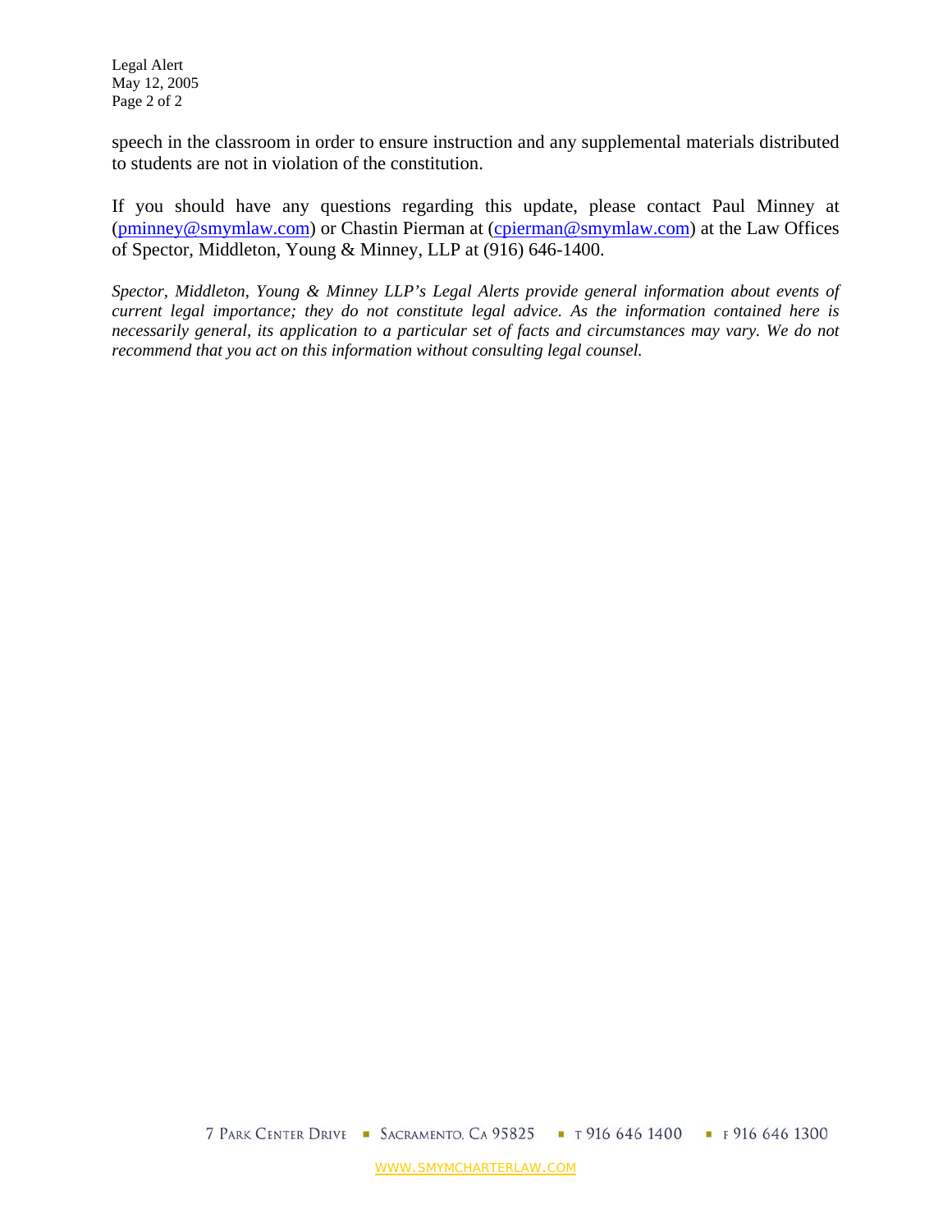speech in the classroom in order to ensure instruction and any supplemental materials distributed to students are not in violation of the constitution.

If you should have any questions regarding this update, please contact Paul Minney at (pminney@smymlaw.com) or Chastin Pierman at (cpierman@smymlaw.com) at the Law Offices of Spector, Middleton, Young & Minney, LLP at (916) 646-1400.

*Spector, Middleton, Young & Minney LLP's Legal Alerts provide general information about events of current legal importance; they do not constitute legal advice. As the information contained here is necessarily general, its application to a particular set of facts and circumstances may vary. We do not recommend that you act on this information without consulting legal counsel.*